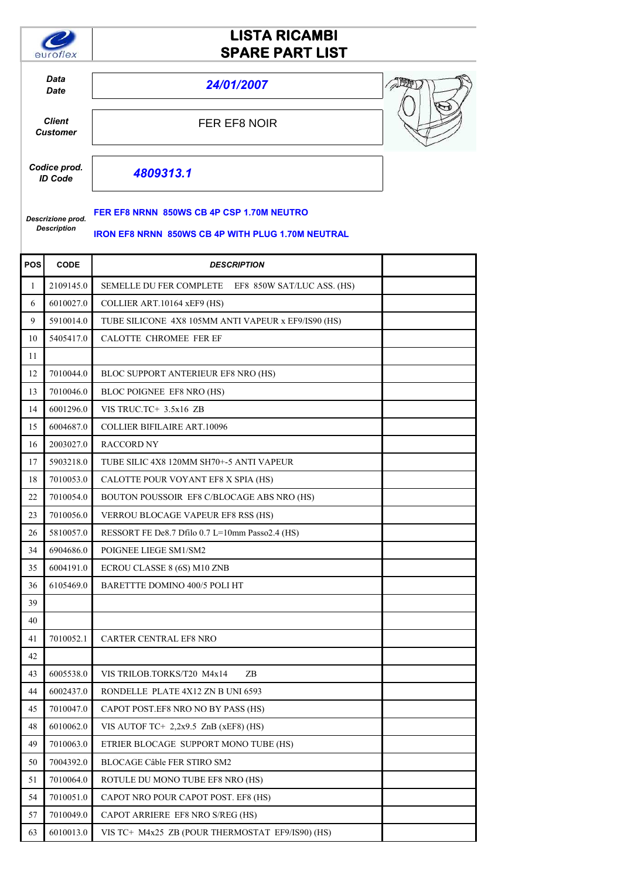# LISTA RICAMBI
# SPARE PART LIST

euroflex

| | |
|---|---|
| ***Data*** ***Date*** | ***24/01/2007*** |
| ***Client*** ***Customer*** | FER EF8 NOIR |
| ***Codice prod.*** ***ID Code*** | ***4809313.1*** |

***Descrizione prod.*** ***Description***

**FER EF8 NRNN 850WS CB 4P CSP 1.70M NEUTRO**

**IRON EF8 NRNN 850WS CB 4P WITH PLUG 1.70M NEUTRAL**

| POS | CODE | *DESCRIPTION* | |
|---|---|---|---|
| 1 | 2109145.0 | SEMELLE DU FER COMPLETE EF8 850W SAT/LUC ASS. (HS) | |
| 6 | 6010027.0 | COLLIER ART.10164 xEF9 (HS) | |
| 9 | 5910014.0 | TUBE SILICONE 4X8 105MM ANTI VAPEUR x EF9/IS90 (HS) | |
| 10 | 5405417.0 | CALOTTE CHROMEE FER EF | |
| 11 | | | |
| 12 | 7010044.0 | BLOC SUPPORT ANTERIEUR EF8 NRO (HS) | |
| 13 | 7010046.0 | BLOC POIGNEE EF8 NRO (HS) | |
| 14 | 6001296.0 | VIS TRUC.TC+ 3.5x16 ZB | |
| 15 | 6004687.0 | COLLIER BIFILAIRE ART.10096 | |
| 16 | 2003027.0 | RACCORD NY | |
| 17 | 5903218.0 | TUBE SILIC 4X8 120MM SH70+-5 ANTI VAPEUR | |
| 18 | 7010053.0 | CALOTTE POUR VOYANT EF8 X SPIA (HS) | |
| 22 | 7010054.0 | BOUTON POUSSOIR EF8 C/BLOCAGE ABS NRO (HS) | |
| 23 | 7010056.0 | VERROU BLOCAGE VAPEUR EF8 RSS (HS) | |
| 26 | 5810057.0 | RESSORT FE De8.7 Dfilo 0.7 L=10mm Passo2.4 (HS) | |
| 34 | 6904686.0 | POIGNEE LIEGE SM1/SM2 | |
| 35 | 6004191.0 | ECROU CLASSE 8 (6S) M10 ZNB | |
| 36 | 6105469.0 | BARETTTE DOMINO 400/5 POLI HT | |
| 39 | | | |
| 40 | | | |
| 41 | 7010052.1 | CARTER CENTRAL EF8 NRO | |
| 42 | | | |
| 43 | 6005538.0 | VIS TRILOB.TORKS/T20 M4x14 ZB | |
| 44 | 6002437.0 | RONDELLE PLATE 4X12 ZN B UNI 6593 | |
| 45 | 7010047.0 | CAPOT POST.EF8 NRO NO BY PASS (HS) | |
| 48 | 6010062.0 | VIS AUTOF TC+ 2,2x9.5 ZnB (xEF8) (HS) | |
| 49 | 7010063.0 | ETRIER BLOCAGE SUPPORT MONO TUBE (HS) | |
| 50 | 7004392.0 | BLOCAGE Câble FER STIRO SM2 | |
| 51 | 7010064.0 | ROTULE DU MONO TUBE EF8 NRO (HS) | |
| 54 | 7010051.0 | CAPOT NRO POUR CAPOT POST. EF8 (HS) | |
| 57 | 7010049.0 | CAPOT ARRIERE EF8 NRO S/REG (HS) | |
| 63 | 6010013.0 | VIS TC+ M4x25 ZB (POUR THERMOSTAT EF9/IS90) (HS) | |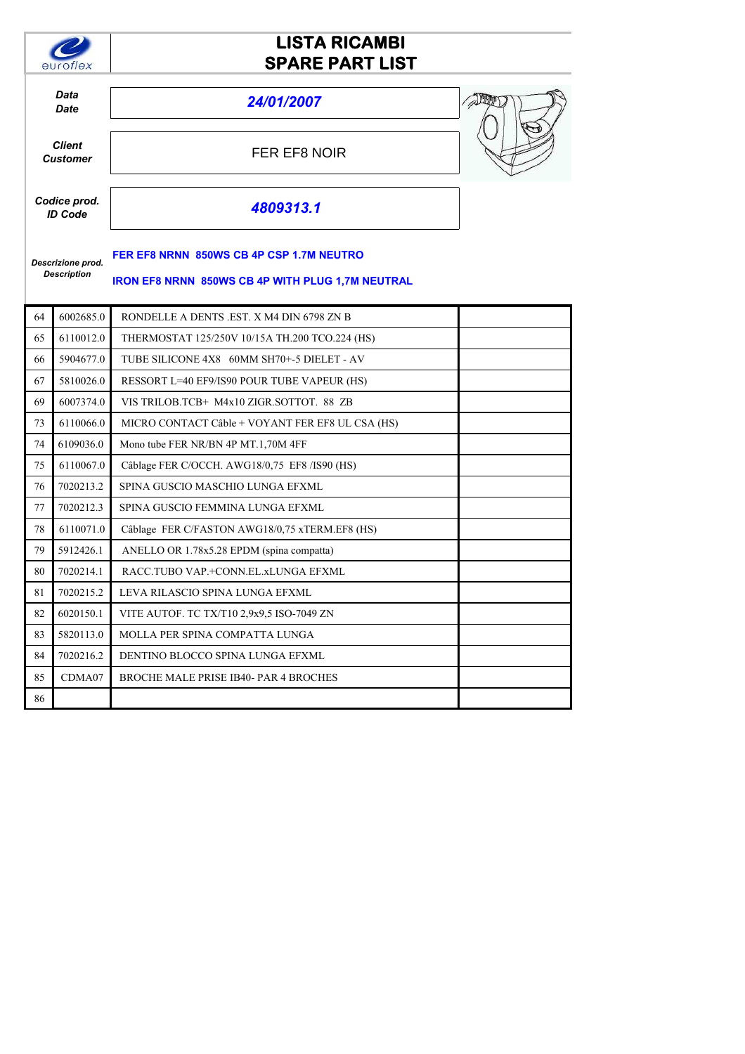# LISTA RICAMBI
# SPARE PART LIST

| | |
|---|---|
| ***Data*** / ***Date*** | ***24/01/2007*** |
| ***Client*** / ***Customer*** | FER EF8 NOIR |
| ***Codice prod.*** / ***ID Code*** | ***4809313.1*** |
| ***Descrizione prod.*** / ***Description*** | **FER EF8 NRNN 850WS CB 4P CSP 1.7M NEUTRO** <br> **IRON EF8 NRNN 850WS CB 4P WITH PLUG 1,7M NEUTRAL** |

| | | | |
|---|---|---|---|
| 64 | 6002685.0 | RONDELLE A DENTS .EST. X M4 DIN 6798 ZN B | |
| 65 | 6110012.0 | THERMOSTAT 125/250V 10/15A TH.200 TCO.224 (HS) | |
| 66 | 5904677.0 | TUBE SILICONE 4X8 60MM SH70+-5 DIELET - AV | |
| 67 | 5810026.0 | RESSORT L=40 EF9/IS90 POUR TUBE VAPEUR (HS) | |
| 69 | 6007374.0 | VIS TRILOB.TCB+ M4x10 ZIGR.SOTTOT. 88 ZB | |
| 73 | 6110066.0 | MICRO CONTACT Câble + VOYANT FER EF8 UL CSA (HS) | |
| 74 | 6109036.0 | Mono tube FER NR/BN 4P MT.1,70M 4FF | |
| 75 | 6110067.0 | Câblage FER C/OCCH. AWG18/0,75 EF8 /IS90 (HS) | |
| 76 | 7020213.2 | SPINA GUSCIO MASCHIO LUNGA EFXML | |
| 77 | 7020212.3 | SPINA GUSCIO FEMMINA LUNGA EFXML | |
| 78 | 6110071.0 | Câblage FER C/FASTON AWG18/0,75 xTERM.EF8 (HS) | |
| 79 | 5912426.1 | ANELLO OR 1.78x5.28 EPDM (spina compatta) | |
| 80 | 7020214.1 | RACC.TUBO VAP.+CONN.EL.xLUNGA EFXML | |
| 81 | 7020215.2 | LEVA RILASCIO SPINA LUNGA EFXML | |
| 82 | 6020150.1 | VITE AUTOF. TC TX/T10 2,9x9,5 ISO-7049 ZN | |
| 83 | 5820113.0 | MOLLA PER SPINA COMPATTA LUNGA | |
| 84 | 7020216.2 | DENTINO BLOCCO SPINA LUNGA EFXML | |
| 85 | CDMA07 | BROCHE MALE PRISE IB40- PAR 4 BROCHES | |
| 86 | | | |